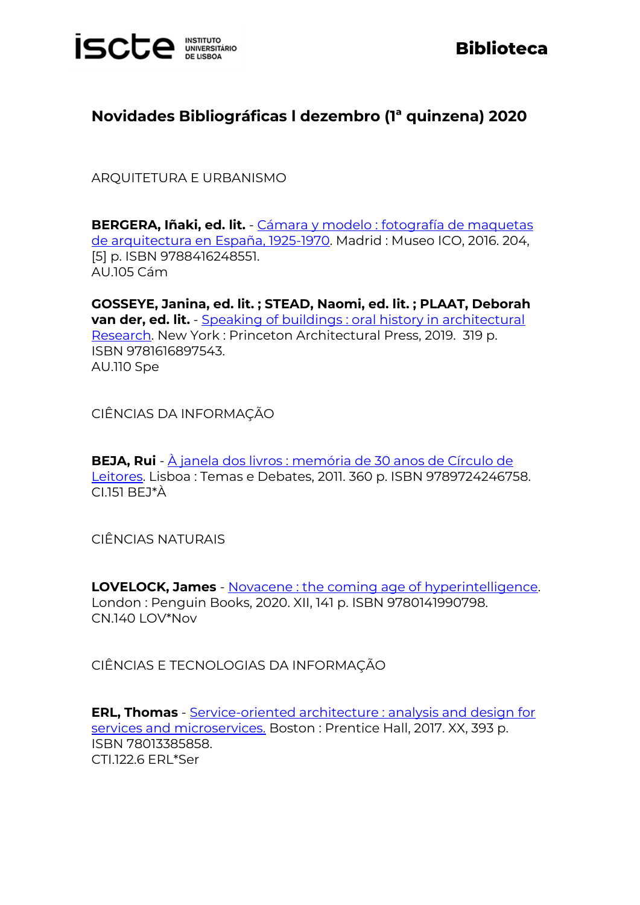# Novidades Bibliográficas I dezembro (1ª quinzena) 2020

## ARQUITETURA E URBANISMO

**BERGERA, Iñaki, ed. lit.** - Cámara y modelo : fotografía de maquetas de arquitectura en España, 1925-1970. Madrid : Museo ICO, 2016. 204, [5] p. ISBN 9788416248551.
AU.105 Cám

**GOSSEYE, Janina, ed. lit. ; STEAD, Naomi, ed. lit. ; PLAAT, Deborah van der, ed. lit.** - Speaking of buildings : oral history in architectural Research. New York : Princeton Architectural Press, 2019. 319 p. ISBN 9781616897543.
AU.110 Spe

## CIÊNCIAS DA INFORMAÇÃO

**BEJA, Rui** - À janela dos livros : memória de 30 anos de Círculo de Leitores. Lisboa : Temas e Debates, 2011. 360 p. ISBN 9789724246758.
CI.151 BEJ*À

## CIÊNCIAS NATURAIS

**LOVELOCK, James** - Novacene : the coming age of hyperintelligence. London : Penguin Books, 2020. XII, 141 p. ISBN 9780141990798.
CN.140 LOV*Nov

## CIÊNCIAS E TECNOLOGIAS DA INFORMAÇÃO

**ERL, Thomas** - Service-oriented architecture : analysis and design for services and microservices. Boston : Prentice Hall, 2017. XX, 393 p. ISBN 78013385858.
CTI.122.6 ERL*Ser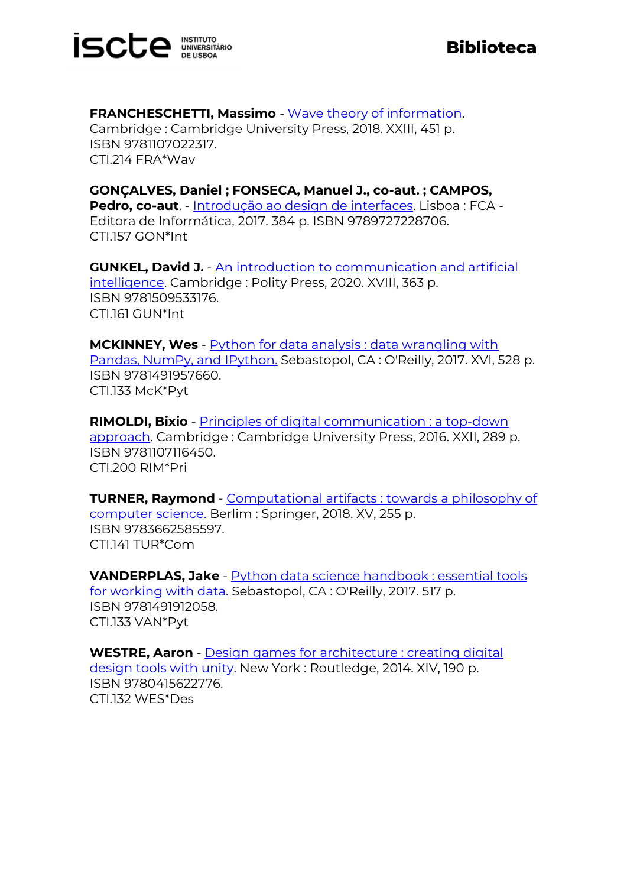**FRANCHESCHETTI, Massimo** - Wave theory of information. Cambridge : Cambridge University Press, 2018. XXIII, 451 p. ISBN 9781107022317.
CTI.214 FRA*Wav

**GONÇALVES, Daniel ; FONSECA, Manuel J., co-aut. ; CAMPOS, Pedro, co-aut**. - Introdução ao design de interfaces. Lisboa : FCA - Editora de Informática, 2017. 384 p. ISBN 9789727228706.
CTI.157 GON*Int

**GUNKEL, David J.** - An introduction to communication and artificial intelligence. Cambridge : Polity Press, 2020. XVIII, 363 p. ISBN 9781509533176.
CTI.161 GUN*Int

**MCKINNEY, Wes** - Python for data analysis : data wrangling with Pandas, NumPy, and IPython. Sebastopol, CA : O'Reilly, 2017. XVI, 528 p. ISBN 9781491957660.
CTI.133 McK*Pyt

**RIMOLDI, Bixio** - Principles of digital communication : a top-down approach. Cambridge : Cambridge University Press, 2016. XXII, 289 p. ISBN 9781107116450.
CTI.200 RIM*Pri

**TURNER, Raymond** - Computational artifacts : towards a philosophy of computer science. Berlim : Springer, 2018. XV, 255 p. ISBN 9783662585597.
CTI.141 TUR*Com

**VANDERPLAS, Jake** - Python data science handbook : essential tools for working with data. Sebastopol, CA : O'Reilly, 2017. 517 p. ISBN 9781491912058.
CTI.133 VAN*Pyt

**WESTRE, Aaron** - Design games for architecture : creating digital design tools with unity. New York : Routledge, 2014. XIV, 190 p. ISBN 9780415622776.
CTI.132 WES*Des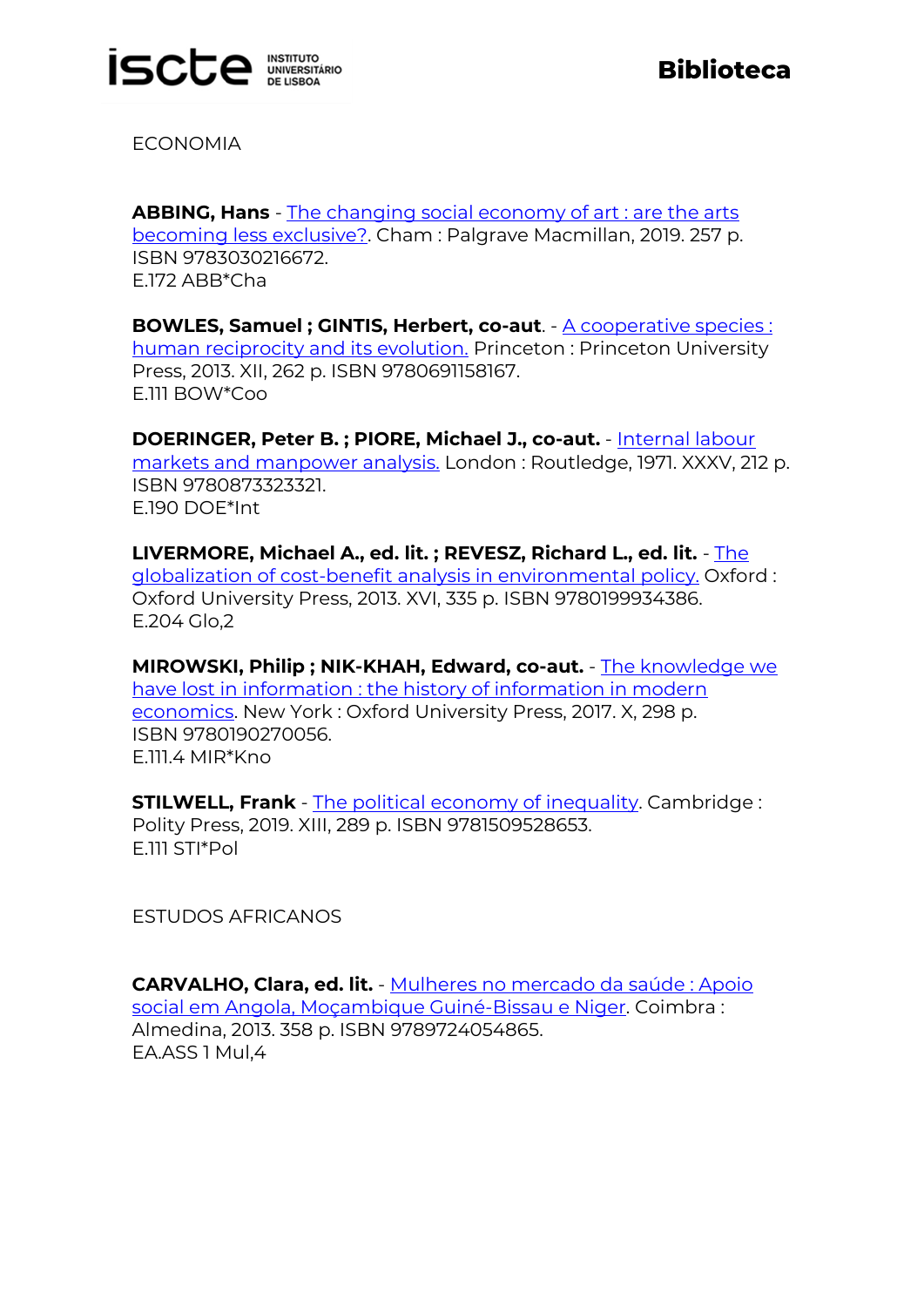ECONOMIA

**ABBING, Hans** - The changing social economy of art : are the arts becoming less exclusive?. Cham : Palgrave Macmillan, 2019. 257 p. ISBN 9783030216672.
E.172 ABB*Cha

**BOWLES, Samuel ; GINTIS, Herbert, co-aut**. - A cooperative species : human reciprocity and its evolution. Princeton : Princeton University Press, 2013. XII, 262 p. ISBN 9780691158167.
E.111 BOW*Coo

**DOERINGER, Peter B. ; PIORE, Michael J., co-aut.** - Internal labour markets and manpower analysis. London : Routledge, 1971. XXXV, 212 p. ISBN 9780873323321.
E.190 DOE*Int

**LIVERMORE, Michael A., ed. lit. ; REVESZ, Richard L., ed. lit.** - The globalization of cost-benefit analysis in environmental policy. Oxford : Oxford University Press, 2013. XVI, 335 p. ISBN 9780199934386.
E.204 Glo,2

**MIROWSKI, Philip ; NIK-KHAH, Edward, co-aut.** - The knowledge we have lost in information : the history of information in modern economics. New York : Oxford University Press, 2017. X, 298 p. ISBN 9780190270056.
E.111.4 MIR*Kno

**STILWELL, Frank** - The political economy of inequality. Cambridge : Polity Press, 2019. XIII, 289 p. ISBN 9781509528653.
E.111 STI*Pol

ESTUDOS AFRICANOS

**CARVALHO, Clara, ed. lit.** - Mulheres no mercado da saúde : Apoio social em Angola, Moçambique Guiné-Bissau e Niger. Coimbra : Almedina, 2013. 358 p. ISBN 9789724054865.
EA.ASS 1 Mul,4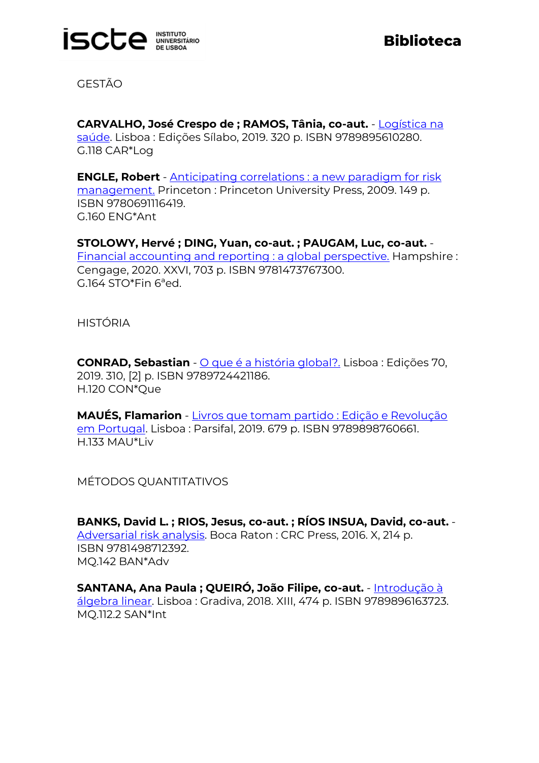## GESTÃO

**CARVALHO, José Crespo de ; RAMOS, Tânia, co-aut.** - Logística na saúde. Lisboa : Edições Sílabo, 2019. 320 p. ISBN 9789895610280.
G.118 CAR*Log

**ENGLE, Robert** - Anticipating correlations : a new paradigm for risk management. Princeton : Princeton University Press, 2009. 149 p. ISBN 9780691116419.
G.160 ENG*Ant

**STOLOWY, Hervé ; DING, Yuan, co-aut. ; PAUGAM, Luc, co-aut.** - Financial accounting and reporting : a global perspective. Hampshire : Cengage, 2020. XXVI, 703 p. ISBN 9781473767300.
G.164 STO*Fin 6ªed.

## HISTÓRIA

**CONRAD, Sebastian** - O que é a história global?. Lisboa : Edições 70, 2019. 310, [2] p. ISBN 9789724421186.
H.120 CON*Que

**MAUÉS, Flamarion** - Livros que tomam partido : Edição e Revolução em Portugal. Lisboa : Parsifal, 2019. 679 p. ISBN 9789898760661.
H.133 MAU*Liv

## MÉTODOS QUANTITATIVOS

**BANKS, David L. ; RIOS, Jesus, co-aut. ; RÍOS INSUA, David, co-aut.** - Adversarial risk analysis. Boca Raton : CRC Press, 2016. X, 214 p. ISBN 9781498712392.
MQ.142 BAN*Adv

**SANTANA, Ana Paula ; QUEIRÓ, João Filipe, co-aut.** - Introdução à álgebra linear. Lisboa : Gradiva, 2018. XIII, 474 p. ISBN 9789896163723.
MQ.112.2 SAN*Int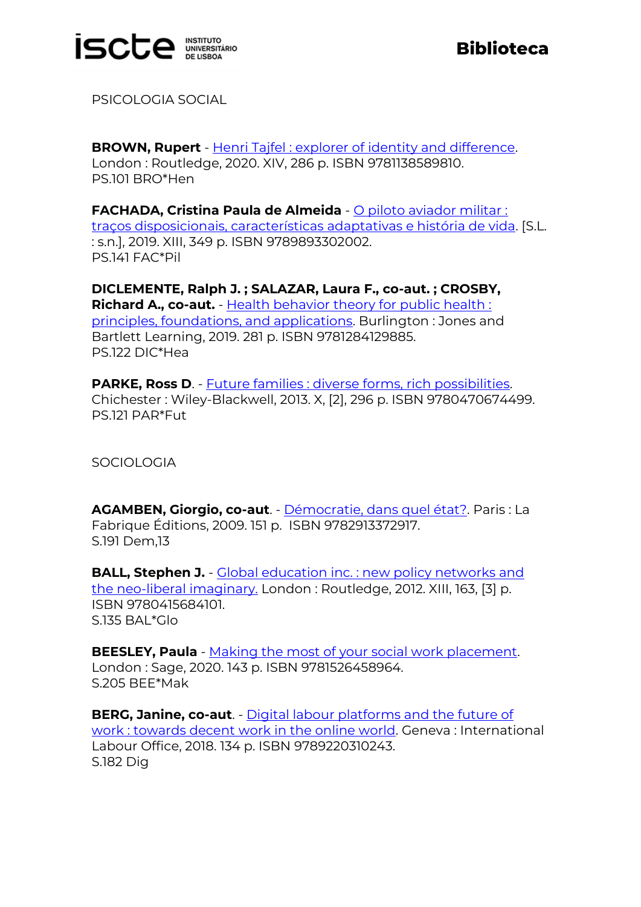PSICOLOGIA SOCIAL

**BROWN, Rupert** - Henri Tajfel : explorer of identity and difference. London : Routledge, 2020. XIV, 286 p. ISBN 9781138589810.
PS.101 BRO*Hen

**FACHADA, Cristina Paula de Almeida** - O piloto aviador militar : traços disposicionais, características adaptativas e história de vida. [S.L. : s.n.], 2019. XIII, 349 p. ISBN 9789893302002.
PS.141 FAC*Pil

**DICLEMENTE, Ralph J. ; SALAZAR, Laura F., co-aut. ; CROSBY, Richard A., co-aut.** - Health behavior theory for public health : principles, foundations, and applications. Burlington : Jones and Bartlett Learning, 2019. 281 p. ISBN 9781284129885.
PS.122 DIC*Hea

**PARKE, Ross D**. - Future families : diverse forms, rich possibilities. Chichester : Wiley-Blackwell, 2013. X, [2], 296 p. ISBN 9780470674499.
PS.121 PAR*Fut

SOCIOLOGIA

**AGAMBEN, Giorgio, co-aut**. - Démocratie, dans quel état?. Paris : La Fabrique Éditions, 2009. 151 p. ISBN 9782913372917.
S.191 Dem,13

**BALL, Stephen J.** - Global education inc. : new policy networks and the neo-liberal imaginary. London : Routledge, 2012. XIII, 163, [3] p. ISBN 9780415684101.
S.135 BAL*Glo

**BEESLEY, Paula** - Making the most of your social work placement. London : Sage, 2020. 143 p. ISBN 9781526458964.
S.205 BEE*Mak

**BERG, Janine, co-aut**. - Digital labour platforms and the future of work : towards decent work in the online world. Geneva : International Labour Office, 2018. 134 p. ISBN 9789220310243.
S.182 Dig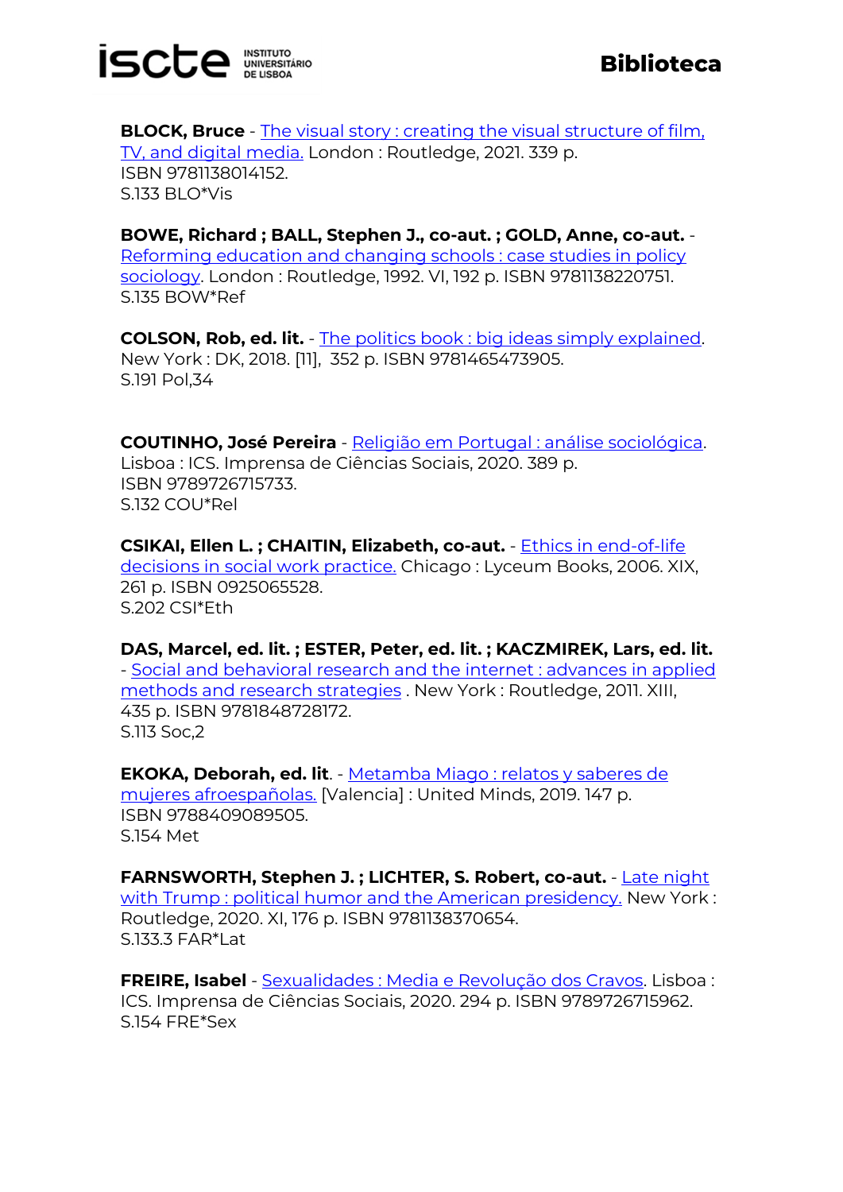**BLOCK, Bruce** - The visual story : creating the visual structure of film, TV, and digital media. London : Routledge, 2021. 339 p.
ISBN 9781138014152.
S.133 BLO*Vis

**BOWE, Richard ; BALL, Stephen J., co-aut. ; GOLD, Anne, co-aut.** - Reforming education and changing schools : case studies in policy sociology. London : Routledge, 1992. VI, 192 p. ISBN 9781138220751.
S.135 BOW*Ref

**COLSON, Rob, ed. lit.** - The politics book : big ideas simply explained. New York : DK, 2018. [11], 352 p. ISBN 9781465473905.
S.191 Pol,34

**COUTINHO, José Pereira** - Religião em Portugal : análise sociológica. Lisboa : ICS. Imprensa de Ciências Sociais, 2020. 389 p.
ISBN 9789726715733.
S.132 COU*Rel

**CSIKAI, Ellen L. ; CHAITIN, Elizabeth, co-aut.** - Ethics in end-of-life decisions in social work practice. Chicago : Lyceum Books, 2006. XIX, 261 p. ISBN 0925065528.
S.202 CSI*Eth

**DAS, Marcel, ed. lit. ; ESTER, Peter, ed. lit. ; KACZMIREK, Lars, ed. lit.** - Social and behavioral research and the internet : advances in applied methods and research strategies . New York : Routledge, 2011. XIII, 435 p. ISBN 9781848728172.
S.113 Soc,2

**EKOKA, Deborah, ed. lit**. - Metamba Miago : relatos y saberes de mujeres afroespañolas. [Valencia] : United Minds, 2019. 147 p.
ISBN 9788409089505.
S.154 Met

**FARNSWORTH, Stephen J. ; LICHTER, S. Robert, co-aut.** - Late night with Trump : political humor and the American presidency. New York : Routledge, 2020. XI, 176 p. ISBN 9781138370654.
S.133.3 FAR*Lat

**FREIRE, Isabel** - Sexualidades : Media e Revolução dos Cravos. Lisboa : ICS. Imprensa de Ciências Sociais, 2020. 294 p. ISBN 9789726715962.
S.154 FRE*Sex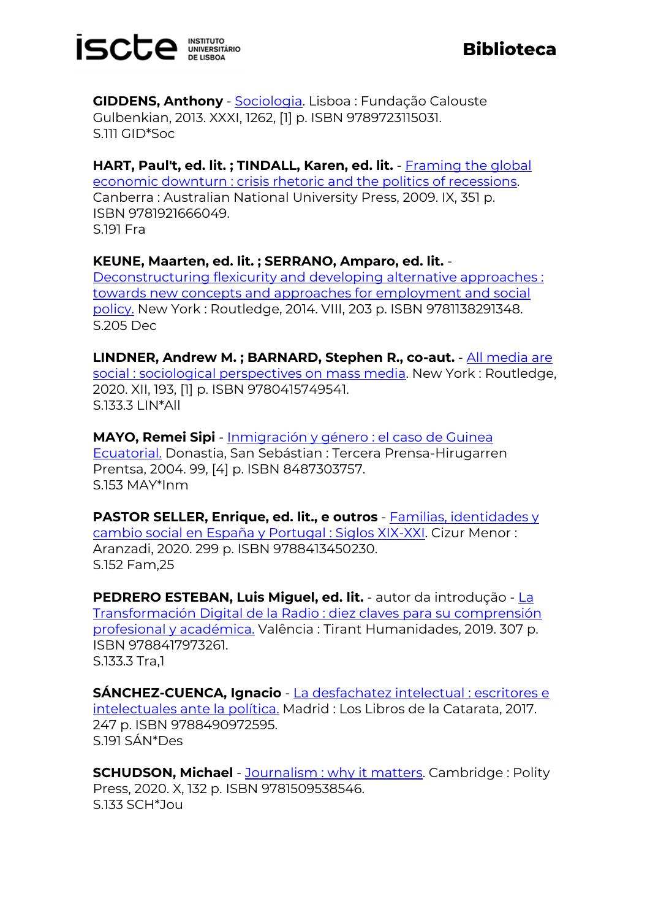**GIDDENS, Anthony** - Sociologia. Lisboa : Fundação Calouste Gulbenkian, 2013. XXXI, 1262, [1] p. ISBN 9789723115031.
S.111 GID*Soc

**HART, Paul't, ed. lit. ; TINDALL, Karen, ed. lit.** - Framing the global economic downturn : crisis rhetoric and the politics of recessions. Canberra : Australian National University Press, 2009. IX, 351 p. ISBN 9781921666049.
S.191 Fra

**KEUNE, Maarten, ed. lit. ; SERRANO, Amparo, ed. lit.** - Deconstructuring flexicurity and developing alternative approaches : towards new concepts and approaches for employment and social policy. New York : Routledge, 2014. VIII, 203 p. ISBN 9781138291348.
S.205 Dec

**LINDNER, Andrew M. ; BARNARD, Stephen R., co-aut.** - All media are social : sociological perspectives on mass media. New York : Routledge, 2020. XII, 193, [1] p. ISBN 9780415749541.
S.133.3 LIN*All

**MAYO, Remei Sipi** - Inmigración y género : el caso de Guinea Ecuatorial. Donastia, San Sebástian : Tercera Prensa-Hirugarren Prentsa, 2004. 99, [4] p. ISBN 8487303757.
S.153 MAY*Inm

**PASTOR SELLER, Enrique, ed. lit., e outros** - Familias, identidades y cambio social en España y Portugal : Siglos XIX-XXI. Cizur Menor : Aranzadi, 2020. 299 p. ISBN 9788413450230.
S.152 Fam,25

**PEDRERO ESTEBAN, Luis Miguel, ed. lit.** - autor da introdução - La Transformación Digital de la Radio : diez claves para su comprensión profesional y académica. Valência : Tirant Humanidades, 2019. 307 p. ISBN 9788417973261.
S.133.3 Tra,1

**SÁNCHEZ-CUENCA, Ignacio** - La desfachatez intelectual : escritores e intelectuales ante la política. Madrid : Los Libros de la Catarata, 2017. 247 p. ISBN 9788490972595.
S.191 SÁN*Des

**SCHUDSON, Michael** - Journalism : why it matters. Cambridge : Polity Press, 2020. X, 132 p. ISBN 9781509538546.
S.133 SCH*Jou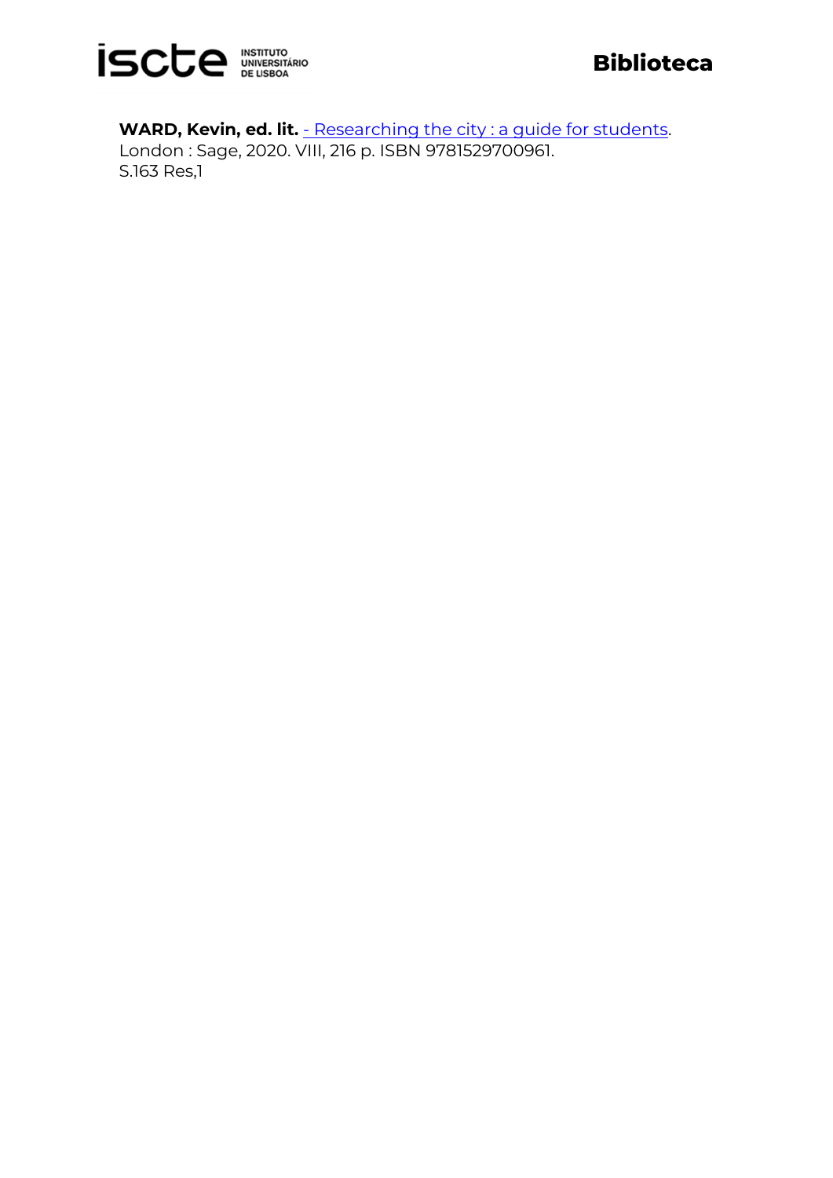**WARD, Kevin, ed. lit.** - Researching the city : a guide for students.
London : Sage, 2020. VIII, 216 p. ISBN 9781529700961.
S.163 Res,1